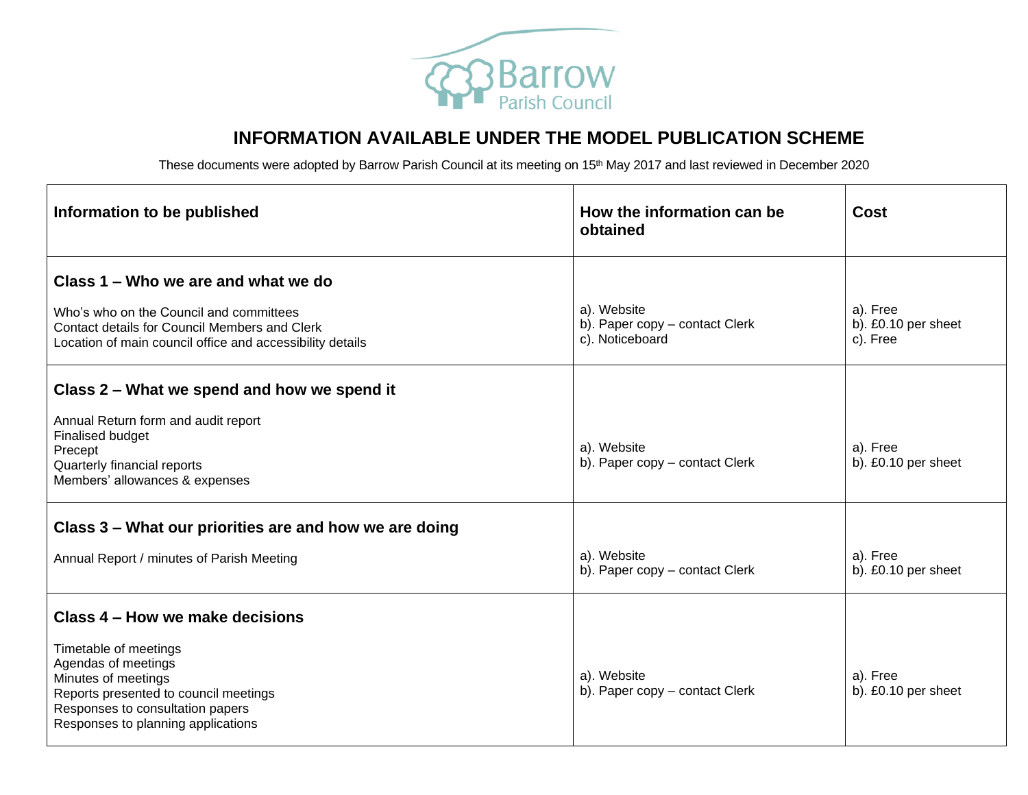Barrow Parish Council

# INFORMATION AVAILABLE UNDER THE MODEL PUBLICATION SCHEME

These documents were adopted by Barrow Parish Council at its meeting on 15th May 2017 and last reviewed in December 2020

| Information to be published | How the information can be obtained | Cost |
|---|---|---|
| **Class 1 – Who we are and what we do**<br><br>Who's who on the Council and committees<br>Contact details for Council Members and Clerk<br>Location of main council office and accessibility details | a). Website<br>b). Paper copy – contact Clerk<br>c). Noticeboard | a). Free<br>b). £0.10 per sheet<br>c). Free |
| **Class 2 – What we spend and how we spend it**<br><br>Annual Return form and audit report<br>Finalised budget<br>Precept<br>Quarterly financial reports<br>Members' allowances & expenses | a). Website<br>b). Paper copy – contact Clerk | a). Free<br>b). £0.10 per sheet |
| **Class 3 – What our priorities are and how we are doing**<br><br>Annual Report / minutes of Parish Meeting | a). Website<br>b). Paper copy – contact Clerk | a). Free<br>b). £0.10 per sheet |
| **Class 4 – How we make decisions**<br><br>Timetable of meetings<br>Agendas of meetings<br>Minutes of meetings<br>Reports presented to council meetings<br>Responses to consultation papers<br>Responses to planning applications | a). Website<br>b). Paper copy – contact Clerk | a). Free<br>b). £0.10 per sheet |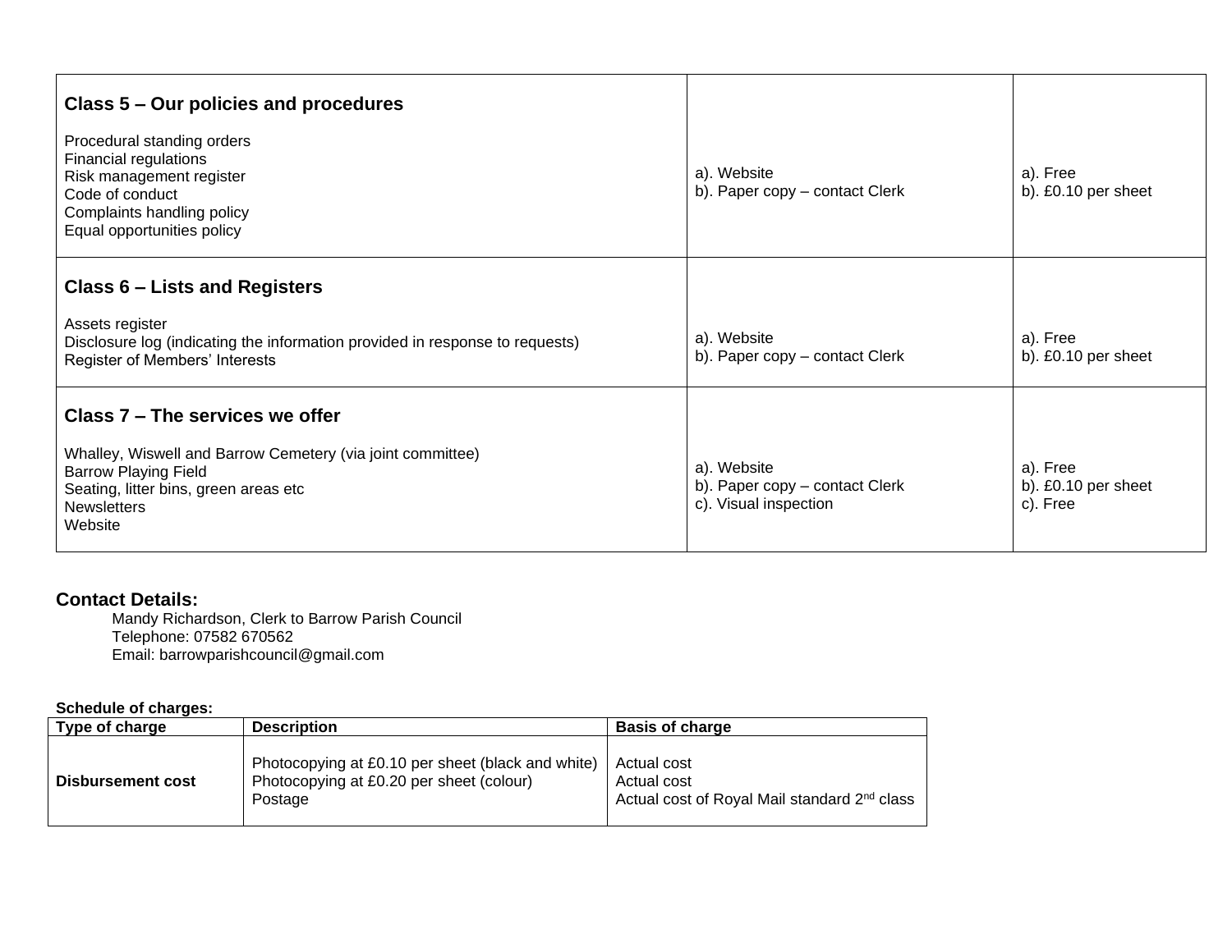| | | |
|---|---|---|
| **Class 5 – Our policies and procedures**<br><br>Procedural standing orders<br>Financial regulations<br>Risk management register<br>Code of conduct<br>Complaints handling policy<br>Equal opportunities policy | a). Website<br>b). Paper copy – contact Clerk | a). Free<br>b). £0.10 per sheet |
| **Class 6 – Lists and Registers**<br><br>Assets register<br>Disclosure log (indicating the information provided in response to requests)<br>Register of Members' Interests | a). Website<br>b). Paper copy – contact Clerk | a). Free<br>b). £0.10 per sheet |
| **Class 7 – The services we offer**<br><br>Whalley, Wiswell and Barrow Cemetery (via joint committee)<br>Barrow Playing Field<br>Seating, litter bins, green areas etc<br>Newsletters<br>Website | a). Website<br>b). Paper copy – contact Clerk<br>c). Visual inspection | a). Free<br>b). £0.10 per sheet<br>c). Free |

### Contact Details:

Mandy Richardson, Clerk to Barrow Parish Council
Telephone: 07582 670562
Email: barrowparishcouncil@gmail.com

**Schedule of charges:**

| Type of charge | Description | Basis of charge |
|---|---|---|
| **Disbursement cost** | Photocopying at £0.10 per sheet (black and white)<br>Photocopying at £0.20 per sheet (colour)<br>Postage | Actual cost<br>Actual cost<br>Actual cost of Royal Mail standard 2nd class |